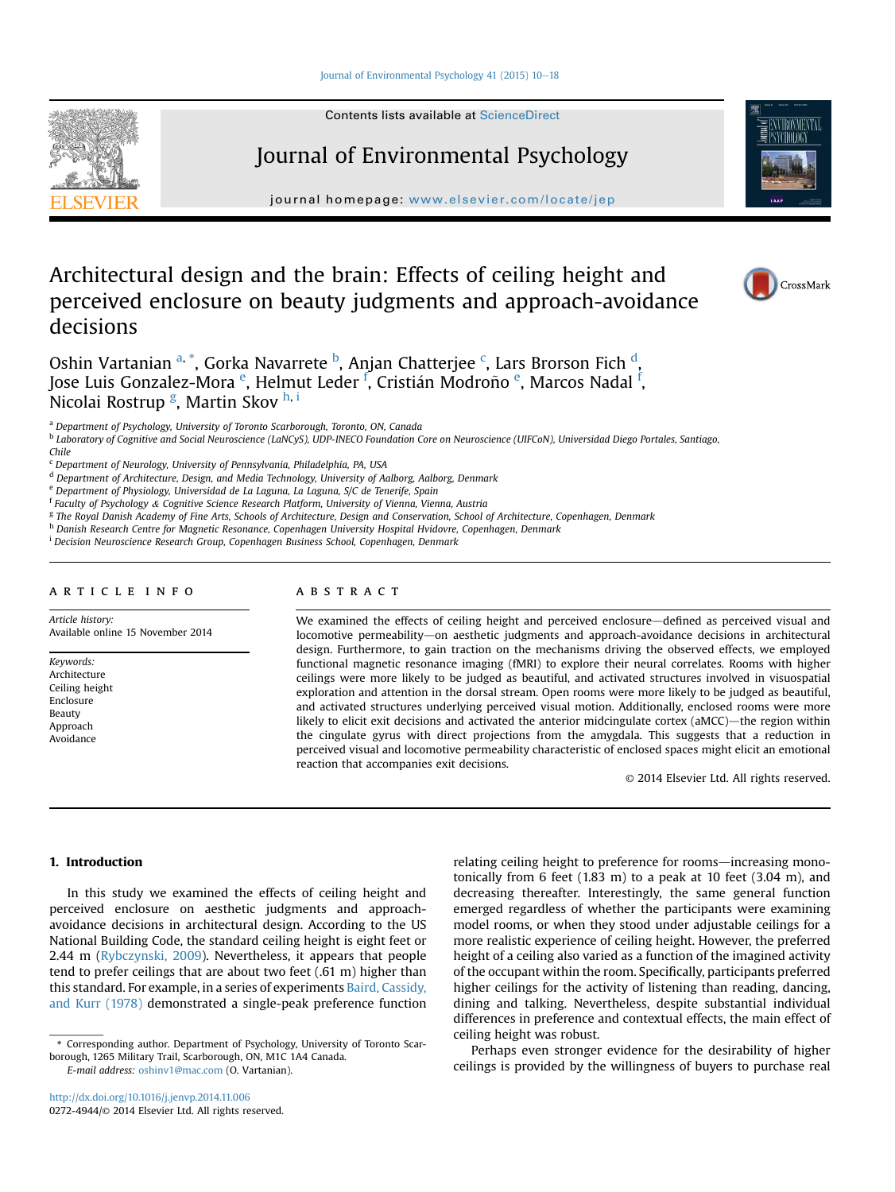# Architectural design and the brain: Effects of ceiling height and perceived enclosure on beauty judgments and approach-avoidance decisions

Oshin Vartanian [a,*], Gorka Navarrete [b], Anjan Chatterjee [c], Lars Brorson Fich [d], Jose Luis Gonzalez-Mora [e], Helmut Leder [f], Cristián Modroño [e], Marcos Nadal [f], Nicolai Rostrup [g], Martin Skov [h,i]

[a] Department of Psychology, University of Toronto Scarborough, Toronto, ON, Canada
[b] Laboratory of Cognitive and Social Neuroscience (LaNCyS), UDP-INECO Foundation Core on Neuroscience (UIFCoN), Universidad Diego Portales, Santiago, Chile
[c] Department of Neurology, University of Pennsylvania, Philadelphia, PA, USA
[d] Department of Architecture, Design, and Media Technology, University of Aalborg, Aalborg, Denmark
[e] Department of Physiology, Universidad de La Laguna, La Laguna, S/C de Tenerife, Spain
[f] Faculty of Psychology & Cognitive Science Research Platform, University of Vienna, Vienna, Austria
[g] The Royal Danish Academy of Fine Arts, Schools of Architecture, Design and Conservation, School of Architecture, Copenhagen, Denmark
[h] Danish Research Centre for Magnetic Resonance, Copenhagen University Hospital Hvidovre, Copenhagen, Denmark
[i] Decision Neuroscience Research Group, Copenhagen Business School, Copenhagen, Denmark

## ARTICLE INFO

*Article history:*
Available online 15 November 2014

*Keywords:*
Architecture
Ceiling height
Enclosure
Beauty
Approach
Avoidance

## ABSTRACT

We examined the effects of ceiling height and perceived enclosure—defined as perceived visual and locomotive permeability—on aesthetic judgments and approach-avoidance decisions in architectural design. Furthermore, to gain traction on the mechanisms driving the observed effects, we employed functional magnetic resonance imaging (fMRI) to explore their neural correlates. Rooms with higher ceilings were more likely to be judged as beautiful, and activated structures involved in visuospatial exploration and attention in the dorsal stream. Open rooms were more likely to be judged as beautiful, and activated structures underlying perceived visual motion. Additionally, enclosed rooms were more likely to elicit exit decisions and activated the anterior midcingulate cortex (aMCC)—the region within the cingulate gyrus with direct projections from the amygdala. This suggests that a reduction in perceived visual and locomotive permeability characteristic of enclosed spaces might elicit an emotional reaction that accompanies exit decisions.

© 2014 Elsevier Ltd. All rights reserved.

## 1. Introduction

In this study we examined the effects of ceiling height and perceived enclosure on aesthetic judgments and approach-avoidance decisions in architectural design. According to the US National Building Code, the standard ceiling height is eight feet or 2.44 m (Rybczynski, 2009). Nevertheless, it appears that people tend to prefer ceilings that are about two feet (.61 m) higher than this standard. For example, in a series of experiments Baird, Cassidy, and Kurr (1978) demonstrated a single-peak preference function relating ceiling height to preference for rooms—increasing monotonically from 6 feet (1.83 m) to a peak at 10 feet (3.04 m), and decreasing thereafter. Interestingly, the same general function emerged regardless of whether the participants were examining model rooms, or when they stood under adjustable ceilings for a more realistic experience of ceiling height. However, the preferred height of a ceiling also varied as a function of the imagined activity of the occupant within the room. Specifically, participants preferred higher ceilings for the activity of listening than reading, dancing, dining and talking. Nevertheless, despite substantial individual differences in preference and contextual effects, the main effect of ceiling height was robust.

Perhaps even stronger evidence for the desirability of higher ceilings is provided by the willingness of buyers to purchase real

* Corresponding author. Department of Psychology, University of Toronto Scarborough, 1265 Military Trail, Scarborough, ON, M1C 1A4 Canada.
E-mail address: oshinv1@mac.com (O. Vartanian).

http://dx.doi.org/10.1016/j.jenvp.2014.11.006
0272-4944/© 2014 Elsevier Ltd. All rights reserved.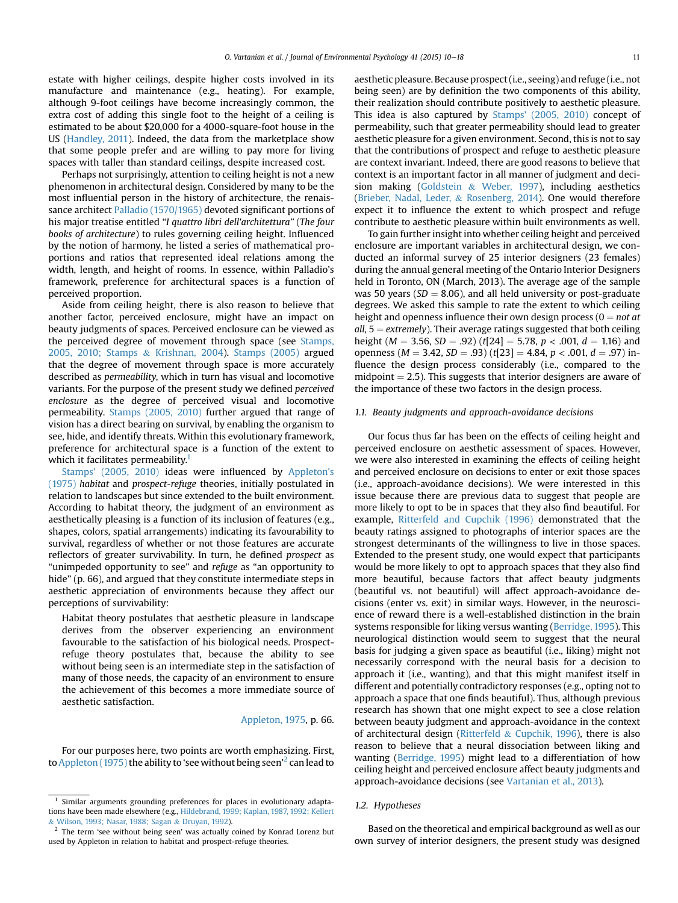estate with higher ceilings, despite higher costs involved in its manufacture and maintenance (e.g., heating). For example, although 9-foot ceilings have become increasingly common, the extra cost of adding this single foot to the height of a ceiling is estimated to be about $20,000 for a 4000-square-foot house in the US (Handley, 2011). Indeed, the data from the marketplace show that some people prefer and are willing to pay more for living spaces with taller than standard ceilings, despite increased cost.

Perhaps not surprisingly, attention to ceiling height is not a new phenomenon in architectural design. Considered by many to be the most influential person in the history of architecture, the renaissance architect Palladio (1570/1965) devoted significant portions of his major treatise entitled "*I quattro libri dell'architettura*" (*The four books of architecture*) to rules governing ceiling height. Influenced by the notion of harmony, he listed a series of mathematical proportions and ratios that represented ideal relations among the width, length, and height of rooms. In essence, within Palladio's framework, preference for architectural spaces is a function of perceived proportion.

Aside from ceiling height, there is also reason to believe that another factor, perceived enclosure, might have an impact on beauty judgments of spaces. Perceived enclosure can be viewed as the perceived degree of movement through space (see Stamps, 2005, 2010; Stamps & Krishnan, 2004). Stamps (2005) argued that the degree of movement through space is more accurately described as *permeability*, which in turn has visual and locomotive variants. For the purpose of the present study we defined *perceived enclosure* as the degree of perceived visual and locomotive permeability. Stamps (2005, 2010) further argued that range of vision has a direct bearing on survival, by enabling the organism to see, hide, and identify threats. Within this evolutionary framework, preference for architectural space is a function of the extent to which it facilitates permeability.[1]

Stamps' (2005, 2010) ideas were influenced by Appleton's (1975) *habitat* and *prospect-refuge* theories, initially postulated in relation to landscapes but since extended to the built environment. According to habitat theory, the judgment of an environment as aesthetically pleasing is a function of its inclusion of features (e.g., shapes, colors, spatial arrangements) indicating its favourability to survival, regardless of whether or not those features are accurate reflectors of greater survivability. In turn, he defined *prospect* as "unimpeded opportunity to see" and *refuge* as "an opportunity to hide" (p. 66), and argued that they constitute intermediate steps in aesthetic appreciation of environments because they affect our perceptions of survivability:

> Habitat theory postulates that aesthetic pleasure in landscape derives from the observer experiencing an environment favourable to the satisfaction of his biological needs. Prospect-refuge theory postulates that, because the ability to see without being seen is an intermediate step in the satisfaction of many of those needs, the capacity of an environment to ensure the achievement of this becomes a more immediate source of aesthetic satisfaction.
>
> Appleton, 1975, p. 66.

For our purposes here, two points are worth emphasizing. First, to Appleton (1975) the ability to 'see without being seen'[2] can lead to aesthetic pleasure. Because prospect (i.e., seeing) and refuge (i.e., not being seen) are by definition the two components of this ability, their realization should contribute positively to aesthetic pleasure. This idea is also captured by Stamps' (2005, 2010) concept of permeability, such that greater permeability should lead to greater aesthetic pleasure for a given environment. Second, this is not to say that the contributions of prospect and refuge to aesthetic pleasure are context invariant. Indeed, there are good reasons to believe that context is an important factor in all manner of judgment and decision making (Goldstein & Weber, 1997), including aesthetics (Brieber, Nadal, Leder, & Rosenberg, 2014). One would therefore expect it to influence the extent to which prospect and refuge contribute to aesthetic pleasure within built environments as well.

To gain further insight into whether ceiling height and perceived enclosure are important variables in architectural design, we conducted an informal survey of 25 interior designers (23 females) during the annual general meeting of the Ontario Interior Designers held in Toronto, ON (March, 2013). The average age of the sample was 50 years ($SD = 8.06$), and all held university or post-graduate degrees. We asked this sample to rate the extent to which ceiling height and openness influence their own design process (0 = *not at all*, 5 = *extremely*). Their average ratings suggested that both ceiling height ($M = 3.56$, $SD = .92$) ($t[24] = 5.78$, $p < .001$, $d = 1.16$) and openness ($M = 3.42$, $SD = .93$) ($t[23] = 4.84$, $p < .001$, $d = .97$) influence the design process considerably (i.e., compared to the midpoint = 2.5). This suggests that interior designers are aware of the importance of these two factors in the design process.

### 1.1. Beauty judgments and approach-avoidance decisions

Our focus thus far has been on the effects of ceiling height and perceived enclosure on aesthetic assessment of spaces. However, we were also interested in examining the effects of ceiling height and perceived enclosure on decisions to enter or exit those spaces (i.e., approach-avoidance decisions). We were interested in this issue because there are previous data to suggest that people are more likely to opt to be in spaces that they also find beautiful. For example, Ritterfeld and Cupchik (1996) demonstrated that the beauty ratings assigned to photographs of interior spaces are the strongest determinants of the willingness to live in those spaces. Extended to the present study, one would expect that participants would be more likely to opt to approach spaces that they also find more beautiful, because factors that affect beauty judgments (beautiful vs. not beautiful) will affect approach-avoidance decisions (enter vs. exit) in similar ways. However, in the neuroscience of reward there is a well-established distinction in the brain systems responsible for liking versus wanting (Berridge, 1995). This neurological distinction would seem to suggest that the neural basis for judging a given space as beautiful (i.e., liking) might not necessarily correspond with the neural basis for a decision to approach it (i.e., wanting), and that this might manifest itself in different and potentially contradictory responses (e.g., opting not to approach a space that one finds beautiful). Thus, although previous research has shown that one might expect to see a close relation between beauty judgment and approach-avoidance in the context of architectural design (Ritterfeld & Cupchik, 1996), there is also reason to believe that a neural dissociation between liking and wanting (Berridge, 1995) might lead to a differentiation of how ceiling height and perceived enclosure affect beauty judgments and approach-avoidance decisions (see Vartanian et al., 2013).

### 1.2. Hypotheses

Based on the theoretical and empirical background as well as our own survey of interior designers, the present study was designed

---

[1] Similar arguments grounding preferences for places in evolutionary adaptations have been made elsewhere (e.g., Hildebrand, 1999; Kaplan, 1987, 1992; Kellert & Wilson, 1993; Nasar, 1988; Sagan & Druyan, 1992).

[2] The term 'see without being seen' was actually coined by Konrad Lorenz but used by Appleton in relation to habitat and prospect-refuge theories.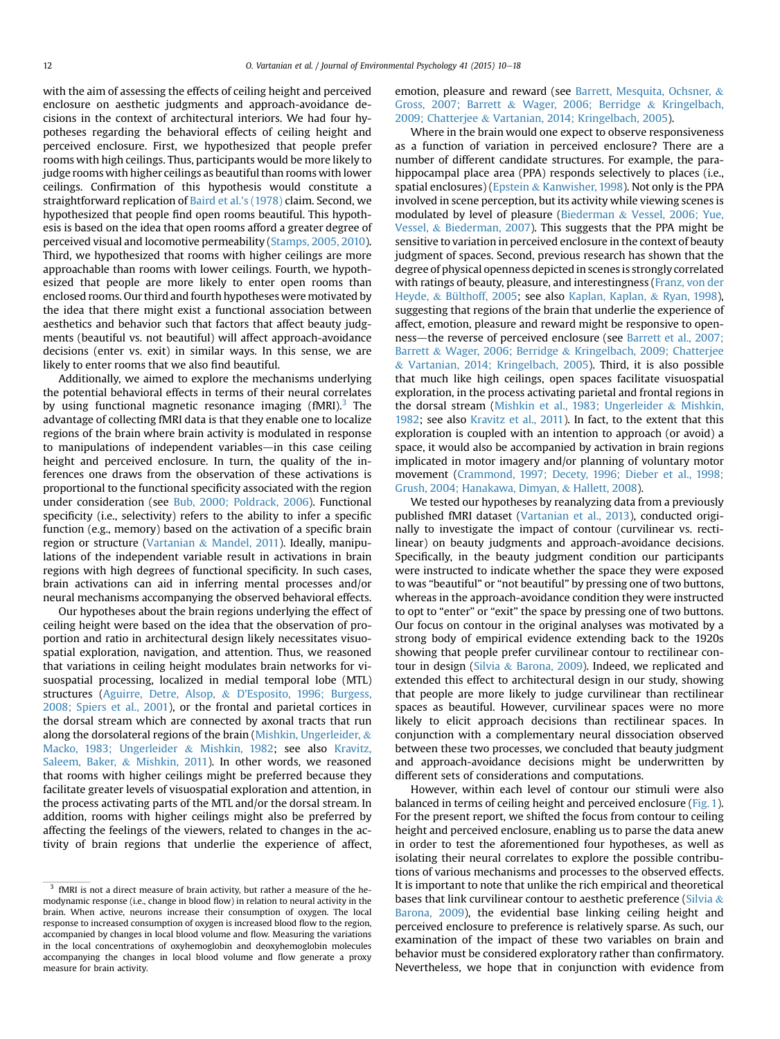with the aim of assessing the effects of ceiling height and perceived enclosure on aesthetic judgments and approach-avoidance decisions in the context of architectural interiors. We had four hypotheses regarding the behavioral effects of ceiling height and perceived enclosure. First, we hypothesized that people prefer rooms with high ceilings. Thus, participants would be more likely to judge rooms with higher ceilings as beautiful than rooms with lower ceilings. Confirmation of this hypothesis would constitute a straightforward replication of Baird et al.'s (1978) claim. Second, we hypothesized that people find open rooms beautiful. This hypothesis is based on the idea that open rooms afford a greater degree of perceived visual and locomotive permeability (Stamps, 2005, 2010). Third, we hypothesized that rooms with higher ceilings are more approachable than rooms with lower ceilings. Fourth, we hypothesized that people are more likely to enter open rooms than enclosed rooms. Our third and fourth hypotheses were motivated by the idea that there might exist a functional association between aesthetics and behavior such that factors that affect beauty judgments (beautiful vs. not beautiful) will affect approach-avoidance decisions (enter vs. exit) in similar ways. In this sense, we are likely to enter rooms that we also find beautiful.

Additionally, we aimed to explore the mechanisms underlying the potential behavioral effects in terms of their neural correlates by using functional magnetic resonance imaging (fMRI).[3] The advantage of collecting fMRI data is that they enable one to localize regions of the brain where brain activity is modulated in response to manipulations of independent variables—in this case ceiling height and perceived enclosure. In turn, the quality of the inferences one draws from the observation of these activations is proportional to the functional specificity associated with the region under consideration (see Bub, 2000; Poldrack, 2006). Functional specificity (i.e., selectivity) refers to the ability to infer a specific function (e.g., memory) based on the activation of a specific brain region or structure (Vartanian & Mandel, 2011). Ideally, manipulations of the independent variable result in activations in brain regions with high degrees of functional specificity. In such cases, brain activations can aid in inferring mental processes and/or neural mechanisms accompanying the observed behavioral effects.

Our hypotheses about the brain regions underlying the effect of ceiling height were based on the idea that the observation of proportion and ratio in architectural design likely necessitates visuospatial exploration, navigation, and attention. Thus, we reasoned that variations in ceiling height modulates brain networks for visuospatial processing, localized in medial temporal lobe (MTL) structures (Aguirre, Detre, Alsop, & D'Esposito, 1996; Burgess, 2008; Spiers et al., 2001), or the frontal and parietal cortices in the dorsal stream which are connected by axonal tracts that run along the dorsolateral regions of the brain (Mishkin, Ungerleider, & Macko, 1983; Ungerleider & Mishkin, 1982; see also Kravitz, Saleem, Baker, & Mishkin, 2011). In other words, we reasoned that rooms with higher ceilings might be preferred because they facilitate greater levels of visuospatial exploration and attention, in the process activating parts of the MTL and/or the dorsal stream. In addition, rooms with higher ceilings might also be preferred by affecting the feelings of the viewers, related to changes in the activity of brain regions that underlie the experience of affect, emotion, pleasure and reward (see Barrett, Mesquita, Ochsner, & Gross, 2007; Barrett & Wager, 2006; Berridge & Kringelbach, 2009; Chatterjee & Vartanian, 2014; Kringelbach, 2005).

Where in the brain would one expect to observe responsiveness as a function of variation in perceived enclosure? There are a number of different candidate structures. For example, the parahippocampal place area (PPA) responds selectively to places (i.e., spatial enclosures) (Epstein & Kanwisher, 1998). Not only is the PPA involved in scene perception, but its activity while viewing scenes is modulated by level of pleasure (Biederman & Vessel, 2006; Yue, Vessel, & Biederman, 2007). This suggests that the PPA might be sensitive to variation in perceived enclosure in the context of beauty judgment of spaces. Second, previous research has shown that the degree of physical openness depicted in scenes is strongly correlated with ratings of beauty, pleasure, and interestingness (Franz, von der Heyde, & Bülthoff, 2005; see also Kaplan, Kaplan, & Ryan, 1998), suggesting that regions of the brain that underlie the experience of affect, emotion, pleasure and reward might be responsive to openness—the reverse of perceived enclosure (see Barrett et al., 2007; Barrett & Wager, 2006; Berridge & Kringelbach, 2009; Chatterjee & Vartanian, 2014; Kringelbach, 2005). Third, it is also possible that much like high ceilings, open spaces facilitate visuospatial exploration, in the process activating parietal and frontal regions in the dorsal stream (Mishkin et al., 1983; Ungerleider & Mishkin, 1982; see also Kravitz et al., 2011). In fact, to the extent that this exploration is coupled with an intention to approach (or avoid) a space, it would also be accompanied by activation in brain regions implicated in motor imagery and/or planning of voluntary motor movement (Crammond, 1997; Decety, 1996; Dieber et al., 1998; Grush, 2004; Hanakawa, Dimyan, & Hallett, 2008).

We tested our hypotheses by reanalyzing data from a previously published fMRI dataset (Vartanian et al., 2013), conducted originally to investigate the impact of contour (curvilinear vs. rectilinear) on beauty judgments and approach-avoidance decisions. Specifically, in the beauty judgment condition our participants were instructed to indicate whether the space they were exposed to was "beautiful" or "not beautiful" by pressing one of two buttons, whereas in the approach-avoidance condition they were instructed to opt to "enter" or "exit" the space by pressing one of two buttons. Our focus on contour in the original analyses was motivated by a strong body of empirical evidence extending back to the 1920s showing that people prefer curvilinear contour to rectilinear contour in design (Silvia & Barona, 2009). Indeed, we replicated and extended this effect to architectural design in our study, showing that people are more likely to judge curvilinear than rectilinear spaces as beautiful. However, curvilinear spaces were no more likely to elicit approach decisions than rectilinear spaces. In conjunction with a complementary neural dissociation observed between these two processes, we concluded that beauty judgment and approach-avoidance decisions might be underwritten by different sets of considerations and computations.

However, within each level of contour our stimuli were also balanced in terms of ceiling height and perceived enclosure (Fig. 1). For the present report, we shifted the focus from contour to ceiling height and perceived enclosure, enabling us to parse the data anew in order to test the aforementioned four hypotheses, as well as isolating their neural correlates to explore the possible contributions of various mechanisms and processes to the observed effects. It is important to note that unlike the rich empirical and theoretical bases that link curvilinear contour to aesthetic preference (Silvia & Barona, 2009), the evidential base linking ceiling height and perceived enclosure to preference is relatively sparse. As such, our examination of the impact of these two variables on brain and behavior must be considered exploratory rather than confirmatory. Nevertheless, we hope that in conjunction with evidence from

[3] fMRI is not a direct measure of brain activity, but rather a measure of the hemodynamic response (i.e., change in blood flow) in relation to neural activity in the brain. When active, neurons increase their consumption of oxygen. The local response to increased consumption of oxygen is increased blood flow to the region, accompanied by changes in local blood volume and flow. Measuring the variations in the local concentrations of oxyhemoglobin and deoxyhemoglobin molecules accompanying the changes in local blood volume and flow generate a proxy measure for brain activity.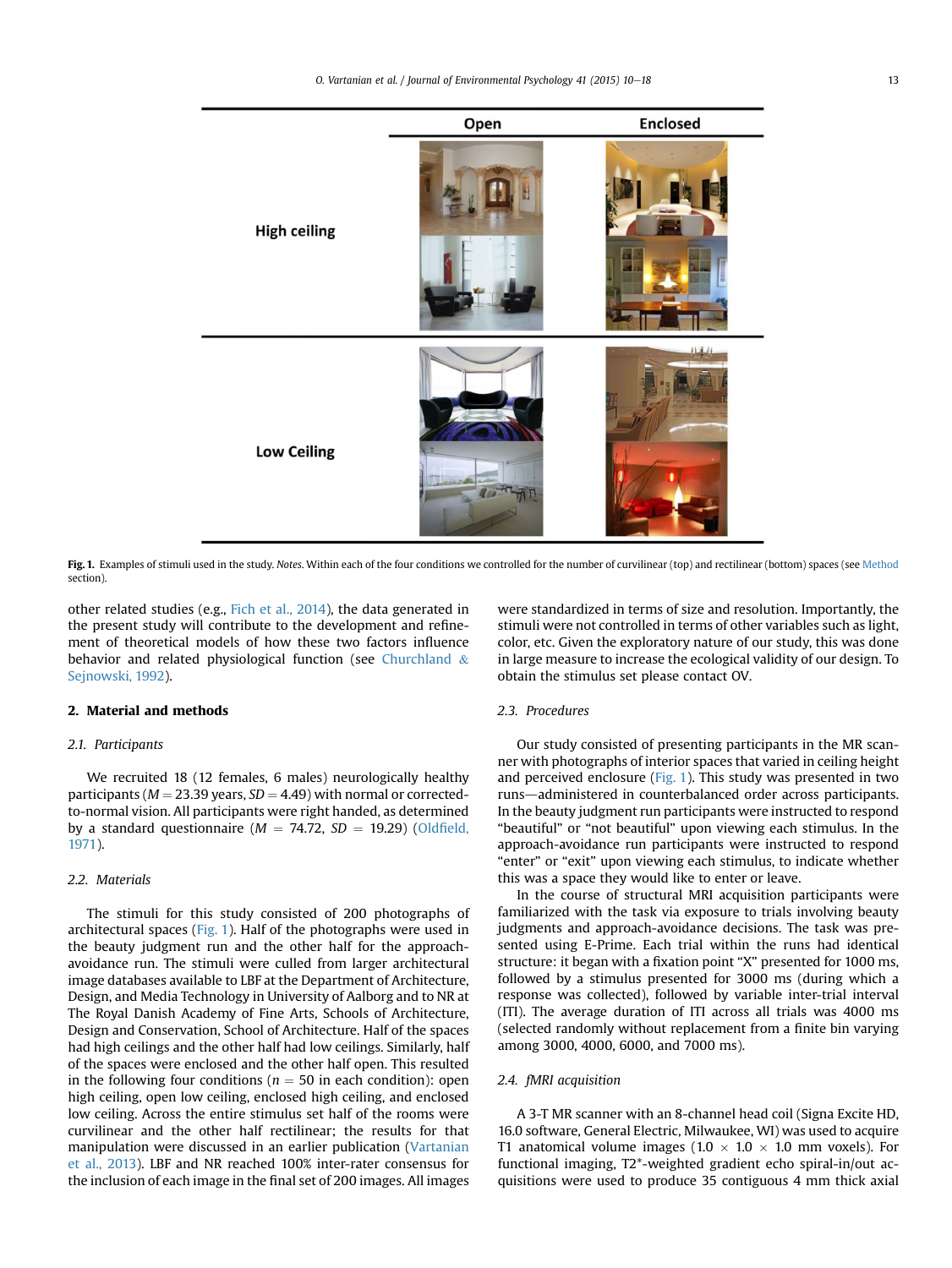Fig. 1. Examples of stimuli used in the study. *Notes*. Within each of the four conditions we controlled for the number of curvilinear (top) and rectilinear (bottom) spaces (see Method section).

other related studies (e.g., Fich et al., 2014), the data generated in the present study will contribute to the development and refinement of theoretical models of how these two factors influence behavior and related physiological function (see Churchland & Sejnowski, 1992).

## 2. Material and methods

### 2.1. Participants

We recruited 18 (12 females, 6 males) neurologically healthy participants ($M = 23.39$ years, $SD = 4.49$) with normal or corrected-to-normal vision. All participants were right handed, as determined by a standard questionnaire ($M = 74.72$, $SD = 19.29$) (Oldfield, 1971).

### 2.2. Materials

The stimuli for this study consisted of 200 photographs of architectural spaces (Fig. 1). Half of the photographs were used in the beauty judgment run and the other half for the approach-avoidance run. The stimuli were culled from larger architectural image databases available to LBF at the Department of Architecture, Design, and Media Technology in University of Aalborg and to NR at The Royal Danish Academy of Fine Arts, Schools of Architecture, Design and Conservation, School of Architecture. Half of the spaces had high ceilings and the other half had low ceilings. Similarly, half of the spaces were enclosed and the other half open. This resulted in the following four conditions ($n = 50$ in each condition): open high ceiling, open low ceiling, enclosed high ceiling, and enclosed low ceiling. Across the entire stimulus set half of the rooms were curvilinear and the other half rectilinear; the results for that manipulation were discussed in an earlier publication (Vartanian et al., 2013). LBF and NR reached 100% inter-rater consensus for the inclusion of each image in the final set of 200 images. All images were standardized in terms of size and resolution. Importantly, the stimuli were not controlled in terms of other variables such as light, color, etc. Given the exploratory nature of our study, this was done in large measure to increase the ecological validity of our design. To obtain the stimulus set please contact OV.

### 2.3. Procedures

Our study consisted of presenting participants in the MR scanner with photographs of interior spaces that varied in ceiling height and perceived enclosure (Fig. 1). This study was presented in two runs—administered in counterbalanced order across participants. In the beauty judgment run participants were instructed to respond "beautiful" or "not beautiful" upon viewing each stimulus. In the approach-avoidance run participants were instructed to respond "enter" or "exit" upon viewing each stimulus, to indicate whether this was a space they would like to enter or leave.

In the course of structural MRI acquisition participants were familiarized with the task via exposure to trials involving beauty judgments and approach-avoidance decisions. The task was presented using E-Prime. Each trial within the runs had identical structure: it began with a fixation point "X" presented for 1000 ms, followed by a stimulus presented for 3000 ms (during which a response was collected), followed by variable inter-trial interval (ITI). The average duration of ITI across all trials was 4000 ms (selected randomly without replacement from a finite bin varying among 3000, 4000, 6000, and 7000 ms).

### 2.4. fMRI acquisition

A 3-T MR scanner with an 8-channel head coil (Signa Excite HD, 16.0 software, General Electric, Milwaukee, WI) was used to acquire T1 anatomical volume images ($1.0 \times 1.0 \times 1.0$ mm voxels). For functional imaging, T2*-weighted gradient echo spiral-in/out acquisitions were used to produce 35 contiguous 4 mm thick axial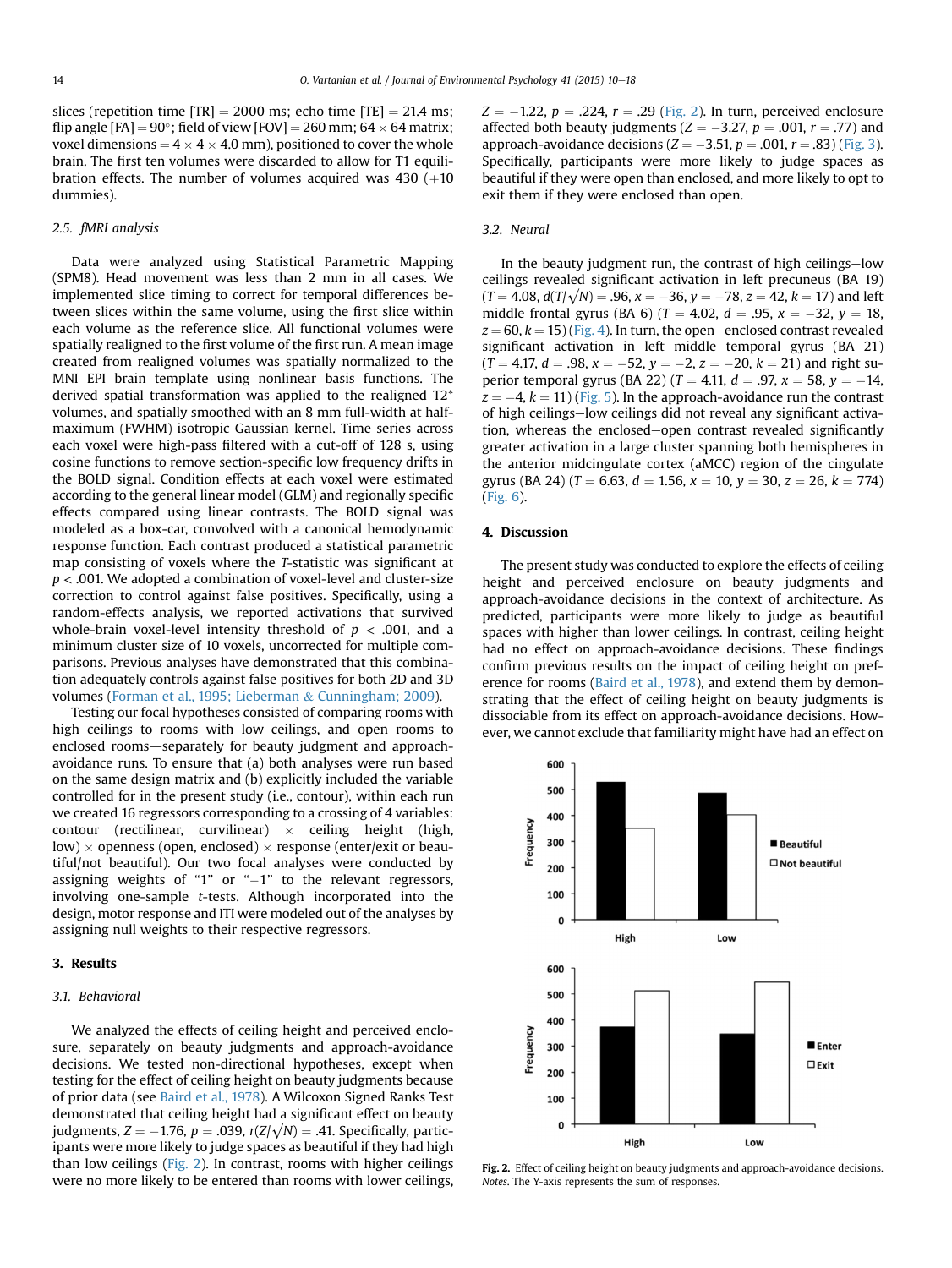slices (repetition time [TR] = 2000 ms; echo time [TE] = 21.4 ms; flip angle [FA] = 90°; field of view [FOV] = 260 mm; 64 × 64 matrix; voxel dimensions = 4 × 4 × 4.0 mm), positioned to cover the whole brain. The first ten volumes were discarded to allow for T1 equilibration effects. The number of volumes acquired was 430 (+10 dummies).

### 2.5. fMRI analysis

Data were analyzed using Statistical Parametric Mapping (SPM8). Head movement was less than 2 mm in all cases. We implemented slice timing to correct for temporal differences between slices within the same volume, using the first slice within each volume as the reference slice. All functional volumes were spatially realigned to the first volume of the first run. A mean image created from realigned volumes was spatially normalized to the MNI EPI brain template using nonlinear basis functions. The derived spatial transformation was applied to the realigned T2* volumes, and spatially smoothed with an 8 mm full-width at half-maximum (FWHM) isotropic Gaussian kernel. Time series across each voxel were high-pass filtered with a cut-off of 128 s, using cosine functions to remove section-specific low frequency drifts in the BOLD signal. Condition effects at each voxel were estimated according to the general linear model (GLM) and regionally specific effects compared using linear contrasts. The BOLD signal was modeled as a box-car, convolved with a canonical hemodynamic response function. Each contrast produced a statistical parametric map consisting of voxels where the *T*-statistic was significant at $p < .001$. We adopted a combination of voxel-level and cluster-size correction to control against false positives. Specifically, using a random-effects analysis, we reported activations that survived whole-brain voxel-level intensity threshold of $p < .001$, and a minimum cluster size of 10 voxels, uncorrected for multiple comparisons. Previous analyses have demonstrated that this combination adequately controls against false positives for both 2D and 3D volumes (Forman et al., 1995; Lieberman & Cunningham; 2009).

Testing our focal hypotheses consisted of comparing rooms with high ceilings to rooms with low ceilings, and open rooms to enclosed rooms—separately for beauty judgment and approach-avoidance runs. To ensure that (a) both analyses were run based on the same design matrix and (b) explicitly included the variable controlled for in the present study (i.e., contour), within each run we created 16 regressors corresponding to a crossing of 4 variables: contour (rectilinear, curvilinear) × ceiling height (high, low) × openness (open, enclosed) × response (enter/exit or beautiful/not beautiful). Our two focal analyses were conducted by assigning weights of "1" or "−1" to the relevant regressors, involving one-sample *t*-tests. Although incorporated into the design, motor response and ITI were modeled out of the analyses by assigning null weights to their respective regressors.

## 3. Results

### 3.1. Behavioral

We analyzed the effects of ceiling height and perceived enclosure, separately on beauty judgments and approach-avoidance decisions. We tested non-directional hypotheses, except when testing for the effect of ceiling height on beauty judgments because of prior data (see Baird et al., 1978). A Wilcoxon Signed Ranks Test demonstrated that ceiling height had a significant effect on beauty judgments, $Z = -1.76$, $p = .039$, $r(Z/\sqrt{N}) = .41$. Specifically, participants were more likely to judge spaces as beautiful if they had high than low ceilings (Fig. 2). In contrast, rooms with higher ceilings were no more likely to be entered than rooms with lower ceilings, $Z = -1.22$, $p = .224$, $r = .29$ (Fig. 2). In turn, perceived enclosure affected both beauty judgments ($Z = -3.27$, $p = .001$, $r = .77$) and approach-avoidance decisions ($Z = -3.51$, $p = .001$, $r = .83$) (Fig. 3). Specifically, participants were more likely to judge spaces as beautiful if they were open than enclosed, and more likely to opt to exit them if they were enclosed than open.

### 3.2. Neural

In the beauty judgment run, the contrast of high ceilings−low ceilings revealed significant activation in left precuneus (BA 19) ($T = 4.08$, $d(T/\sqrt{N}) = .96$, $x = -36$, $y = -78$, $z = 42$, $k = 17$) and left middle frontal gyrus (BA 6) ($T = 4.02$, $d = .95$, $x = -32$, $y = 18$, $z = 60$, $k = 15$) (Fig. 4). In turn, the open−enclosed contrast revealed significant activation in left middle temporal gyrus (BA 21) ($T = 4.17$, $d = .98$, $x = -52$, $y = -2$, $z = -20$, $k = 21$) and right superior temporal gyrus (BA 22) ($T = 4.11$, $d = .97$, $x = 58$, $y = -14$, $z = -4$, $k = 11$) (Fig. 5). In the approach-avoidance run the contrast of high ceilings−low ceilings did not reveal any significant activation, whereas the enclosed−open contrast revealed significantly greater activation in a large cluster spanning both hemispheres in the anterior midcingulate cortex (aMCC) region of the cingulate gyrus (BA 24) ($T = 6.63$, $d = 1.56$, $x = 10$, $y = 30$, $z = 26$, $k = 774$) (Fig. 6).

## 4. Discussion

The present study was conducted to explore the effects of ceiling height and perceived enclosure on beauty judgments and approach-avoidance decisions in the context of architecture. As predicted, participants were more likely to judge as beautiful spaces with higher than lower ceilings. In contrast, ceiling height had no effect on approach-avoidance decisions. These findings confirm previous results on the impact of ceiling height on preference for rooms (Baird et al., 1978), and extend them by demonstrating that the effect of ceiling height on beauty judgments is dissociable from its effect on approach-avoidance decisions. However, we cannot exclude that familiarity might have had an effect on

**Fig. 2.** Effect of ceiling height on beauty judgments and approach-avoidance decisions. *Notes*. The Y-axis represents the sum of responses.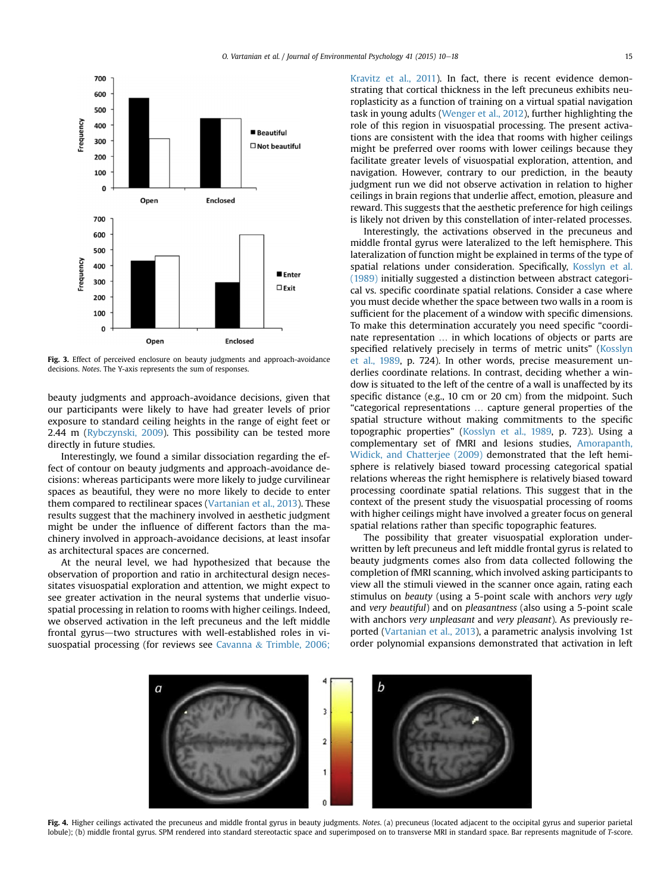Fig. 3. Effect of perceived enclosure on beauty judgments and approach-avoidance decisions. *Notes*. The Y-axis represents the sum of responses.

beauty judgments and approach-avoidance decisions, given that our participants were likely to have had greater levels of prior exposure to standard ceiling heights in the range of eight feet or 2.44 m (Rybczynski, 2009). This possibility can be tested more directly in future studies.

Interestingly, we found a similar dissociation regarding the effect of contour on beauty judgments and approach-avoidance decisions: whereas participants were more likely to judge curvilinear spaces as beautiful, they were no more likely to decide to enter them compared to rectilinear spaces (Vartanian et al., 2013). These results suggest that the machinery involved in aesthetic judgment might be under the influence of different factors than the machinery involved in approach-avoidance decisions, at least insofar as architectural spaces are concerned.

At the neural level, we had hypothesized that because the observation of proportion and ratio in architectural design necessitates visuospatial exploration and attention, we might expect to see greater activation in the neural systems that underlie visuospatial processing in relation to rooms with higher ceilings. Indeed, we observed activation in the left precuneus and the left middle frontal gyrus—two structures with well-established roles in visuospatial processing (for reviews see Cavanna & Trimble, 2006; Kravitz et al., 2011). In fact, there is recent evidence demonstrating that cortical thickness in the left precuneus exhibits neuroplasticity as a function of training on a virtual spatial navigation task in young adults (Wenger et al., 2012), further highlighting the role of this region in visuospatial processing. The present activations are consistent with the idea that rooms with higher ceilings might be preferred over rooms with lower ceilings because they facilitate greater levels of visuospatial exploration, attention, and navigation. However, contrary to our prediction, in the beauty judgment run we did not observe activation in relation to higher ceilings in brain regions that underlie affect, emotion, pleasure and reward. This suggests that the aesthetic preference for high ceilings is likely not driven by this constellation of inter-related processes.

Interestingly, the activations observed in the precuneus and middle frontal gyrus were lateralized to the left hemisphere. This lateralization of function might be explained in terms of the type of spatial relations under consideration. Specifically, Kosslyn et al. (1989) initially suggested a distinction between abstract categorical vs. specific coordinate spatial relations. Consider a case where you must decide whether the space between two walls in a room is sufficient for the placement of a window with specific dimensions. To make this determination accurately you need specific "coordinate representation … in which locations of objects or parts are specified relatively precisely in terms of metric units" (Kosslyn et al., 1989, p. 724). In other words, precise measurement underlies coordinate relations. In contrast, deciding whether a window is situated to the left of the centre of a wall is unaffected by its specific distance (e.g., 10 cm or 20 cm) from the midpoint. Such "categorical representations … capture general properties of the spatial structure without making commitments to the specific topographic properties" (Kosslyn et al., 1989, p. 723). Using a complementary set of fMRI and lesions studies, Amorapanth, Widick, and Chatterjee (2009) demonstrated that the left hemisphere is relatively biased toward processing categorical spatial relations whereas the right hemisphere is relatively biased toward processing coordinate spatial relations. This suggest that in the context of the present study the visuospatial processing of rooms with higher ceilings might have involved a greater focus on general spatial relations rather than specific topographic features.

The possibility that greater visuospatial exploration underwritten by left precuneus and left middle frontal gyrus is related to beauty judgments comes also from data collected following the completion of fMRI scanning, which involved asking participants to view all the stimuli viewed in the scanner once again, rating each stimulus on *beauty* (using a 5-point scale with anchors *very ugly* and *very beautiful*) and on *pleasantness* (also using a 5-point scale with anchors *very unpleasant* and *very pleasant*). As previously reported (Vartanian et al., 2013), a parametric analysis involving 1st order polynomial expansions demonstrated that activation in left

Fig. 4. Higher ceilings activated the precuneus and middle frontal gyrus in beauty judgments. *Notes*. (a) precuneus (located adjacent to the occipital gyrus and superior parietal lobule); (b) middle frontal gyrus. SPM rendered into standard stereotactic space and superimposed on to transverse MRI in standard space. Bar represents magnitude of *T*-score.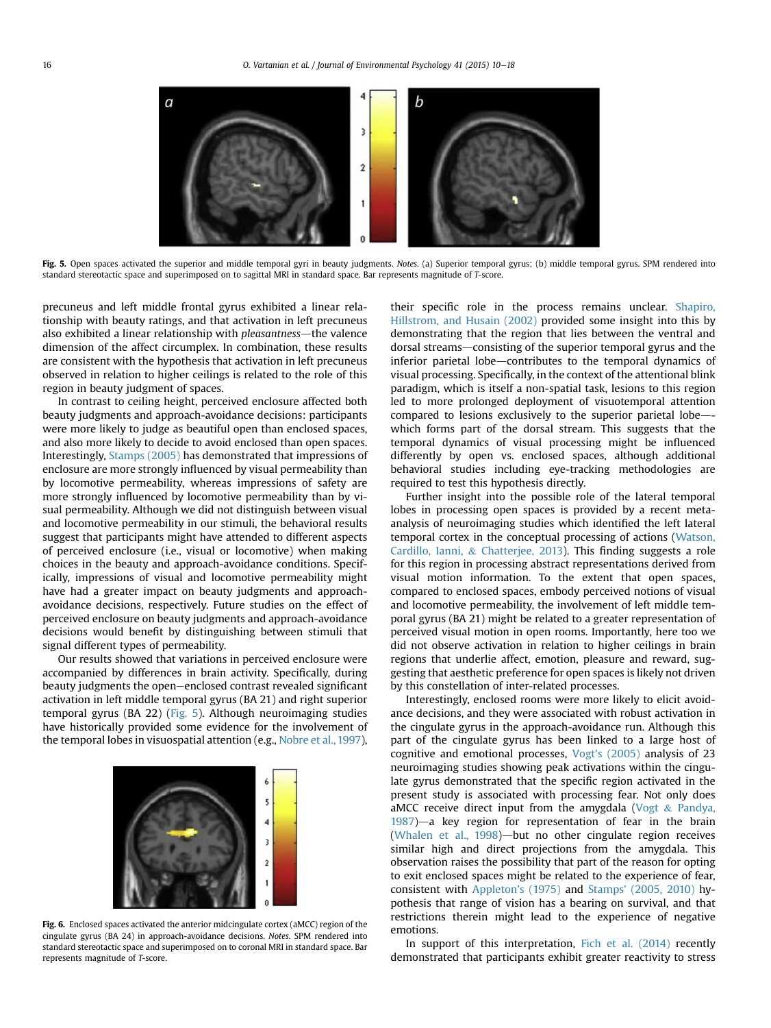Fig. 5. Open spaces activated the superior and middle temporal gyri in beauty judgments. *Notes*. (a) Superior temporal gyrus; (b) middle temporal gyrus. SPM rendered into standard stereotactic space and superimposed on to sagittal MRI in standard space. Bar represents magnitude of *T*-score.

precuneus and left middle frontal gyrus exhibited a linear relationship with beauty ratings, and that activation in left precuneus also exhibited a linear relationship with *pleasantness*—the valence dimension of the affect circumplex. In combination, these results are consistent with the hypothesis that activation in left precuneus observed in relation to higher ceilings is related to the role of this region in beauty judgment of spaces.

In contrast to ceiling height, perceived enclosure affected both beauty judgments and approach-avoidance decisions: participants were more likely to judge as beautiful open than enclosed spaces, and also more likely to decide to avoid enclosed than open spaces. Interestingly, Stamps (2005) has demonstrated that impressions of enclosure are more strongly influenced by visual permeability than by locomotive permeability, whereas impressions of safety are more strongly influenced by locomotive permeability than by visual permeability. Although we did not distinguish between visual and locomotive permeability in our stimuli, the behavioral results suggest that participants might have attended to different aspects of perceived enclosure (i.e., visual or locomotive) when making choices in the beauty and approach-avoidance conditions. Specifically, impressions of visual and locomotive permeability might have had a greater impact on beauty judgments and approach-avoidance decisions, respectively. Future studies on the effect of perceived enclosure on beauty judgments and approach-avoidance decisions would benefit by distinguishing between stimuli that signal different types of permeability.

Our results showed that variations in perceived enclosure were accompanied by differences in brain activity. Specifically, during beauty judgments the open–enclosed contrast revealed significant activation in left middle temporal gyrus (BA 21) and right superior temporal gyrus (BA 22) (Fig. 5). Although neuroimaging studies have historically provided some evidence for the involvement of the temporal lobes in visuospatial attention (e.g., Nobre et al., 1997),

Fig. 6. Enclosed spaces activated the anterior midcingulate cortex (aMCC) region of the cingulate gyrus (BA 24) in approach-avoidance decisions. *Notes*. SPM rendered into standard stereotactic space and superimposed on to coronal MRI in standard space. Bar represents magnitude of *T*-score.

their specific role in the process remains unclear. Shapiro, Hillstrom, and Husain (2002) provided some insight into this by demonstrating that the region that lies between the ventral and dorsal streams—consisting of the superior temporal gyrus and the inferior parietal lobe—contributes to the temporal dynamics of visual processing. Specifically, in the context of the attentional blink paradigm, which is itself a non-spatial task, lesions to this region led to more prolonged deployment of visuotemporal attention compared to lesions exclusively to the superior parietal lobe—which forms part of the dorsal stream. This suggests that the temporal dynamics of visual processing might be influenced differently by open vs. enclosed spaces, although additional behavioral studies including eye-tracking methodologies are required to test this hypothesis directly.

Further insight into the possible role of the lateral temporal lobes in processing open spaces is provided by a recent meta-analysis of neuroimaging studies which identified the left lateral temporal cortex in the conceptual processing of actions (Watson, Cardillo, Ianni, & Chatterjee, 2013). This finding suggests a role for this region in processing abstract representations derived from visual motion information. To the extent that open spaces, compared to enclosed spaces, embody perceived notions of visual and locomotive permeability, the involvement of left middle temporal gyrus (BA 21) might be related to a greater representation of perceived visual motion in open rooms. Importantly, here too we did not observe activation in relation to higher ceilings in brain regions that underlie affect, emotion, pleasure and reward, suggesting that aesthetic preference for open spaces is likely not driven by this constellation of inter-related processes.

Interestingly, enclosed rooms were more likely to elicit avoidance decisions, and they were associated with robust activation in the cingulate gyrus in the approach-avoidance run. Although this part of the cingulate gyrus has been linked to a large host of cognitive and emotional processes, Vogt's (2005) analysis of 23 neuroimaging studies showing peak activations within the cingulate gyrus demonstrated that the specific region activated in the present study is associated with processing fear. Not only does aMCC receive direct input from the amygdala (Vogt & Pandya, 1987)—a key region for representation of fear in the brain (Whalen et al., 1998)—but no other cingulate region receives similar high and direct projections from the amygdala. This observation raises the possibility that part of the reason for opting to exit enclosed spaces might be related to the experience of fear, consistent with Appleton's (1975) and Stamps' (2005, 2010) hypothesis that range of vision has a bearing on survival, and that restrictions therein might lead to the experience of negative emotions.

In support of this interpretation, Fich et al. (2014) recently demonstrated that participants exhibit greater reactivity to stress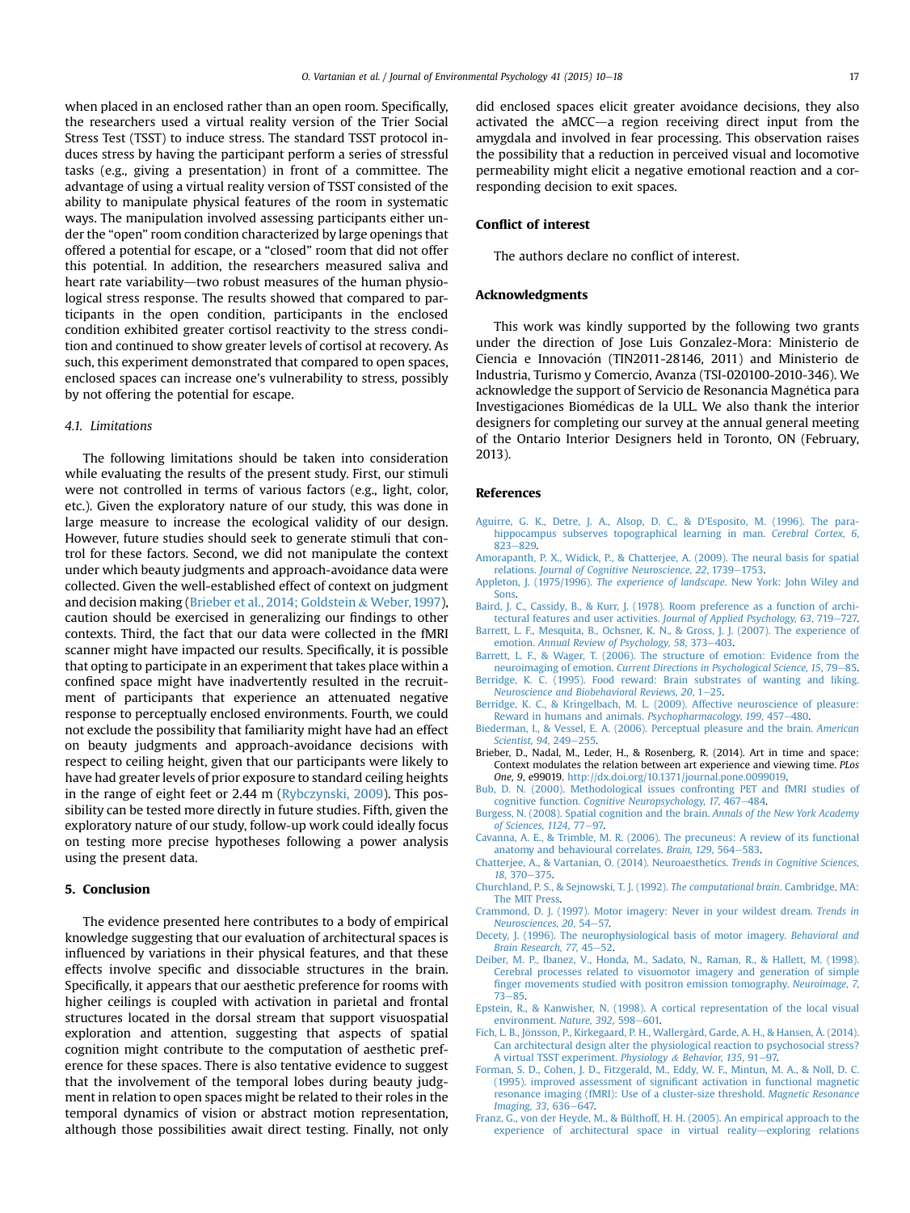when placed in an enclosed rather than an open room. Specifically, the researchers used a virtual reality version of the Trier Social Stress Test (TSST) to induce stress. The standard TSST protocol induces stress by having the participant perform a series of stressful tasks (e.g., giving a presentation) in front of a committee. The advantage of using a virtual reality version of TSST consisted of the ability to manipulate physical features of the room in systematic ways. The manipulation involved assessing participants either under the "open" room condition characterized by large openings that offered a potential for escape, or a "closed" room that did not offer this potential. In addition, the researchers measured saliva and heart rate variability—two robust measures of the human physiological stress response. The results showed that compared to participants in the open condition, participants in the enclosed condition exhibited greater cortisol reactivity to the stress condition and continued to show greater levels of cortisol at recovery. As such, this experiment demonstrated that compared to open spaces, enclosed spaces can increase one's vulnerability to stress, possibly by not offering the potential for escape.

### 4.1. Limitations

The following limitations should be taken into consideration while evaluating the results of the present study. First, our stimuli were not controlled in terms of various factors (e.g., light, color, etc.). Given the exploratory nature of our study, this was done in large measure to increase the ecological validity of our design. However, future studies should seek to generate stimuli that control for these factors. Second, we did not manipulate the context under which beauty judgments and approach-avoidance data were collected. Given the well-established effect of context on judgment and decision making (Brieber et al., 2014; Goldstein & Weber, 1997), caution should be exercised in generalizing our findings to other contexts. Third, the fact that our data were collected in the fMRI scanner might have impacted our results. Specifically, it is possible that opting to participate in an experiment that takes place within a confined space might have inadvertently resulted in the recruitment of participants that experience an attenuated negative response to perceptually enclosed environments. Fourth, we could not exclude the possibility that familiarity might have had an effect on beauty judgments and approach-avoidance decisions with respect to ceiling height, given that our participants were likely to have had greater levels of prior exposure to standard ceiling heights in the range of eight feet or 2.44 m (Rybczynski, 2009). This possibility can be tested more directly in future studies. Fifth, given the exploratory nature of our study, follow-up work could ideally focus on testing more precise hypotheses following a power analysis using the present data.

## 5. Conclusion

The evidence presented here contributes to a body of empirical knowledge suggesting that our evaluation of architectural spaces is influenced by variations in their physical features, and that these effects involve specific and dissociable structures in the brain. Specifically, it appears that our aesthetic preference for rooms with higher ceilings is coupled with activation in parietal and frontal structures located in the dorsal stream that support visuospatial exploration and attention, suggesting that aspects of spatial cognition might contribute to the computation of aesthetic preference for these spaces. There is also tentative evidence to suggest that the involvement of the temporal lobes during beauty judgment in relation to open spaces might be related to their roles in the temporal dynamics of vision or abstract motion representation, although those possibilities await direct testing. Finally, not only did enclosed spaces elicit greater avoidance decisions, they also activated the aMCC—a region receiving direct input from the amygdala and involved in fear processing. This observation raises the possibility that a reduction in perceived visual and locomotive permeability might elicit a negative emotional reaction and a corresponding decision to exit spaces.

## Conflict of interest

The authors declare no conflict of interest.

## Acknowledgments

This work was kindly supported by the following two grants under the direction of Jose Luis Gonzalez-Mora: Ministerio de Ciencia e Innovación (TIN2011-28146, 2011) and Ministerio de Industria, Turismo y Comercio, Avanza (TSI-020100-2010-346). We acknowledge the support of Servicio de Resonancia Magnética para Investigaciones Biomédicas de la ULL. We also thank the interior designers for completing our survey at the annual general meeting of the Ontario Interior Designers held in Toronto, ON (February, 2013).

## References

Aguirre, G. K., Detre, J. A., Alsop, D. C., & D'Esposito, M. (1996). The parahippocampus subserves topographical learning in man. *Cerebral Cortex, 6*, 823–829.

Amorapanth, P. X., Widick, P., & Chatterjee, A. (2009). The neural basis for spatial relations. *Journal of Cognitive Neuroscience, 22*, 1739–1753.

Appleton, J. (1975/1996). *The experience of landscape*. New York: John Wiley and Sons.

Baird, J. C., Cassidy, B., & Kurr, J. (1978). Room preference as a function of architectural features and user activities. *Journal of Applied Psychology, 63*, 719–727.

Barrett, L. F., Mesquita, B., Ochsner, K. N., & Gross, J. J. (2007). The experience of emotion. *Annual Review of Psychology, 58*, 373–403.

Barrett, L. F., & Wager, T. (2006). The structure of emotion: Evidence from the neuroimaging of emotion. *Current Directions in Psychological Science, 15*, 79–85.

Berridge, K. C. (1995). Food reward: Brain substrates of wanting and liking. *Neuroscience and Biobehavioral Reviews, 20*, 1–25.

Berridge, K. C., & Kringelbach, M. L. (2009). Affective neuroscience of pleasure: Reward in humans and animals. *Psychopharmacology, 199*, 457–480.

Biederman, I., & Vessel, E. A. (2006). Perceptual pleasure and the brain. *American Scientist, 94*, 249–255.

Brieber, D., Nadal, M., Leder, H., & Rosenberg, R. (2014). Art in time and space: Context modulates the relation between art experience and viewing time. *PLos One, 9*, e99019. http://dx.doi.org/10.1371/journal.pone.0099019.

Bub, D. N. (2000). Methodological issues confronting PET and fMRI studies of cognitive function. *Cognitive Neuropsychology, 17*, 467–484.

Burgess, N. (2008). Spatial cognition and the brain. *Annals of the New York Academy of Sciences, 1124*, 77–97.

Cavanna, A. E., & Trimble, M. R. (2006). The precuneus: A review of its functional anatomy and behavioural correlates. *Brain, 129*, 564–583.

Chatterjee, A., & Vartanian, O. (2014). Neuroaesthetics. *Trends in Cognitive Sciences, 18*, 370–375.

Churchland, P. S., & Sejnowski, T. J. (1992). *The computational brain*. Cambridge, MA: The MIT Press.

Crammond, D. J. (1997). Motor imagery: Never in your wildest dream. *Trends in Neurosciences, 20*, 54–57.

Decety, J. (1996). The neurophysiological basis of motor imagery. *Behavioral and Brain Research, 77*, 45–52.

Deiber, M. P., Ibanez, V., Honda, M., Sadato, N., Raman, R., & Hallett, M. (1998). Cerebral processes related to visuomotor imagery and generation of simple finger movements studied with positron emission tomography. *Neuroimage, 7*, 73–85.

Epstein, R., & Kanwisher, N. (1998). A cortical representation of the local visual environment. *Nature, 392*, 598–601.

Fich, L. B., Jönsson, P., Kirkegaard, P. H., Wallergård, Garde, A. H., & Hansen, Å. (2014). Can architectural design alter the physiological reaction to psychosocial stress? A virtual TSST experiment. *Physiology & Behavior, 135*, 91–97.

Forman, S. D., Cohen, J. D., Fitzgerald, M., Eddy, W. F., Mintun, M. A., & Noll, D. C. (1995). improved assessment of significant activation in functional magnetic resonance imaging (fMRI): Use of a cluster-size threshold. *Magnetic Resonance Imaging, 33*, 636–647.

Franz, G., von der Heyde, M., & Bülthoff, H. H. (2005). An empirical approach to the experience of architectural space in virtual reality—exploring relations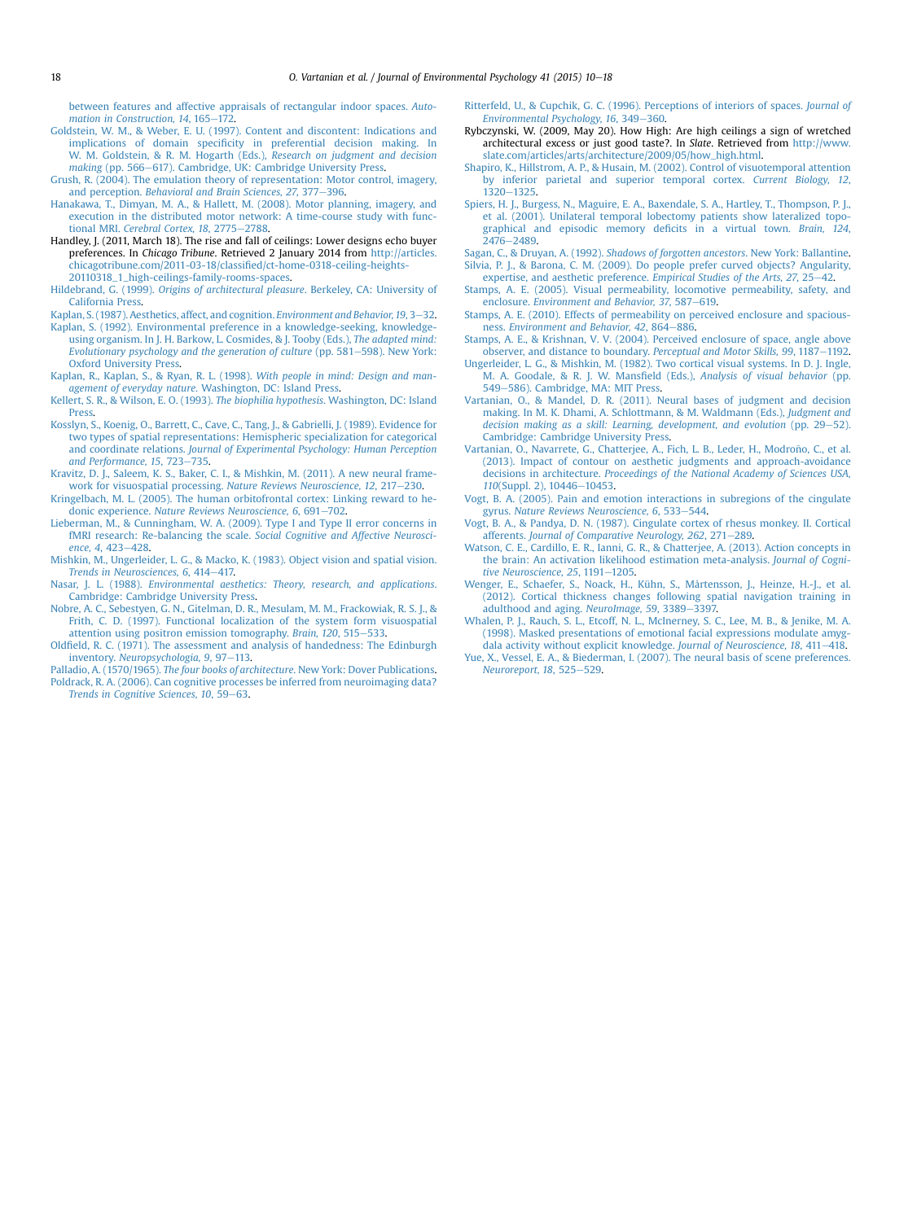between features and affective appraisals of rectangular indoor spaces. *Automation in Construction, 14*, 165–172.

Goldstein, W. M., & Weber, E. U. (1997). Content and discontent: Indications and implications of domain specificity in preferential decision making. In W. M. Goldstein, & R. M. Hogarth (Eds.), *Research on judgment and decision making* (pp. 566–617). Cambridge, UK: Cambridge University Press.

Grush, R. (2004). The emulation theory of representation: Motor control, imagery, and perception. *Behavioral and Brain Sciences, 27*, 377–396.

Hanakawa, T., Dimyan, M. A., & Hallett, M. (2008). Motor planning, imagery, and execution in the distributed motor network: A time-course study with functional MRI. *Cerebral Cortex, 18*, 2775–2788.

Handley, J. (2011, March 18). The rise and fall of ceilings: Lower designs echo buyer preferences. In *Chicago Tribune*. Retrieved 2 January 2014 from http://articles.chicagotribune.com/2011-03-18/classified/ct-home-0318-ceiling-heights-20110318_1_high-ceilings-family-rooms-spaces.

Hildebrand, G. (1999). *Origins of architectural pleasure*. Berkeley, CA: University of California Press.

Kaplan, S. (1987). Aesthetics, affect, and cognition. *Environment and Behavior, 19*, 3–32.

Kaplan, S. (1992). Environmental preference in a knowledge-seeking, knowledge-using organism. In J. H. Barkow, L. Cosmides, & J. Tooby (Eds.), *The adapted mind: Evolutionary psychology and the generation of culture* (pp. 581–598). New York: Oxford University Press.

Kaplan, R., Kaplan, S., & Ryan, R. L. (1998). *With people in mind: Design and management of everyday nature*. Washington, DC: Island Press.

Kellert, S. R., & Wilson, E. O. (1993). *The biophilia hypothesis*. Washington, DC: Island Press.

Kosslyn, S., Koenig, O., Barrett, C., Cave, C., Tang, J., & Gabrielli, J. (1989). Evidence for two types of spatial representations: Hemispheric specialization for categorical and coordinate relations. *Journal of Experimental Psychology: Human Perception and Performance, 15*, 723–735.

Kravitz, D. J., Saleem, K. S., Baker, C. I., & Mishkin, M. (2011). A new neural framework for visuospatial processing. *Nature Reviews Neuroscience, 12*, 217–230.

Kringelbach, M. L. (2005). The human orbitofrontal cortex: Linking reward to hedonic experience. *Nature Reviews Neuroscience, 6*, 691–702.

Lieberman, M., & Cunningham, W. A. (2009). Type I and Type II error concerns in fMRI research: Re-balancing the scale. *Social Cognitive and Affective Neuroscience, 4*, 423–428.

Mishkin, M., Ungerleider, L. G., & Macko, K. (1983). Object vision and spatial vision. *Trends in Neurosciences, 6*, 414–417.

Nasar, J. L. (1988). *Environmental aesthetics: Theory, research, and applications*. Cambridge: Cambridge University Press.

Nobre, A. C., Sebestyen, G. N., Gitelman, D. R., Mesulam, M. M., Frackowiak, R. S. J., & Frith, C. D. (1997). Functional localization of the system form visuospatial attention using positron emission tomography. *Brain, 120*, 515–533.

Oldfield, R. C. (1971). The assessment and analysis of handedness: The Edinburgh inventory. *Neuropsychologia, 9*, 97–113.

Palladio, A. (1570/1965). *The four books of architecture*. New York: Dover Publications.

Poldrack, R. A. (2006). Can cognitive processes be inferred from neuroimaging data? *Trends in Cognitive Sciences, 10*, 59–63.

Ritterfeld, U., & Cupchik, G. C. (1996). Perceptions of interiors of spaces. *Journal of Environmental Psychology, 16*, 349–360.

Rybczynski, W. (2009, May 20). How High: Are high ceilings a sign of wretched architectural excess or just good taste?. In *Slate*. Retrieved from http://www.slate.com/articles/arts/architecture/2009/05/how_high.html.

Shapiro, K., Hillstrom, A. P., & Husain, M. (2002). Control of visuotemporal attention by inferior parietal and superior temporal cortex. *Current Biology, 12*, 1320–1325.

Spiers, H. J., Burgess, N., Maguire, E. A., Baxendale, S. A., Hartley, T., Thompson, P. J., et al. (2001). Unilateral temporal lobectomy patients show lateralized topographical and episodic memory deficits in a virtual town. *Brain, 124*, 2476–2489.

Sagan, C., & Druyan, A. (1992). *Shadows of forgotten ancestors*. New York: Ballantine.

Silvia, P. J., & Barona, C. M. (2009). Do people prefer curved objects? Angularity, expertise, and aesthetic preference. *Empirical Studies of the Arts, 27*, 25–42.

Stamps, A. E. (2005). Visual permeability, locomotive permeability, safety, and enclosure. *Environment and Behavior, 37*, 587–619.

Stamps, A. E. (2010). Effects of permeability on perceived enclosure and spaciousness. *Environment and Behavior, 42*, 864–886.

Stamps, A. E., & Krishnan, V. V. (2004). Perceived enclosure of space, angle above observer, and distance to boundary. *Perceptual and Motor Skills, 99*, 1187–1192.

Ungerleider, L. G., & Mishkin, M. (1982). Two cortical visual systems. In D. J. Ingle, M. A. Goodale, & R. J. W. Mansfield (Eds.), *Analysis of visual behavior* (pp. 549–586). Cambridge, MA: MIT Press.

Vartanian, O., & Mandel, D. R. (2011). Neural bases of judgment and decision making. In M. K. Dhami, A. Schlottmann, & M. Waldmann (Eds.), *Judgment and decision making as a skill: Learning, development, and evolution* (pp. 29–52). Cambridge: Cambridge University Press.

Vartanian, O., Navarrete, G., Chatterjee, A., Fich, L. B., Leder, H., Modroño, C., et al. (2013). Impact of contour on aesthetic judgments and approach-avoidance decisions in architecture. *Proceedings of the National Academy of Sciences USA, 110*(Suppl. 2), 10446–10453.

Vogt, B. A. (2005). Pain and emotion interactions in subregions of the cingulate gyrus. *Nature Reviews Neuroscience, 6*, 533–544.

Vogt, B. A., & Pandya, D. N. (1987). Cingulate cortex of rhesus monkey. II. Cortical afferents. *Journal of Comparative Neurology, 262*, 271–289.

Watson, C. E., Cardillo, E. R., Ianni, G. R., & Chatterjee, A. (2013). Action concepts in the brain: An activation likelihood estimation meta-analysis. *Journal of Cognitive Neuroscience, 25*, 1191–1205.

Wenger, E., Schaefer, S., Noack, H., Kühn, S., Mårtensson, J., Heinze, H.-J., et al. (2012). Cortical thickness changes following spatial navigation training in adulthood and aging. *NeuroImage, 59*, 3389–3397.

Whalen, P. J., Rauch, S. L., Etcoff, N. L., McInerney, S. C., Lee, M. B., & Jenike, M. A. (1998). Masked presentations of emotional facial expressions modulate amygdala activity without explicit knowledge. *Journal of Neuroscience, 18*, 411–418.

Yue, X., Vessel, E. A., & Biederman, I. (2007). The neural basis of scene preferences. *Neuroreport, 18*, 525–529.